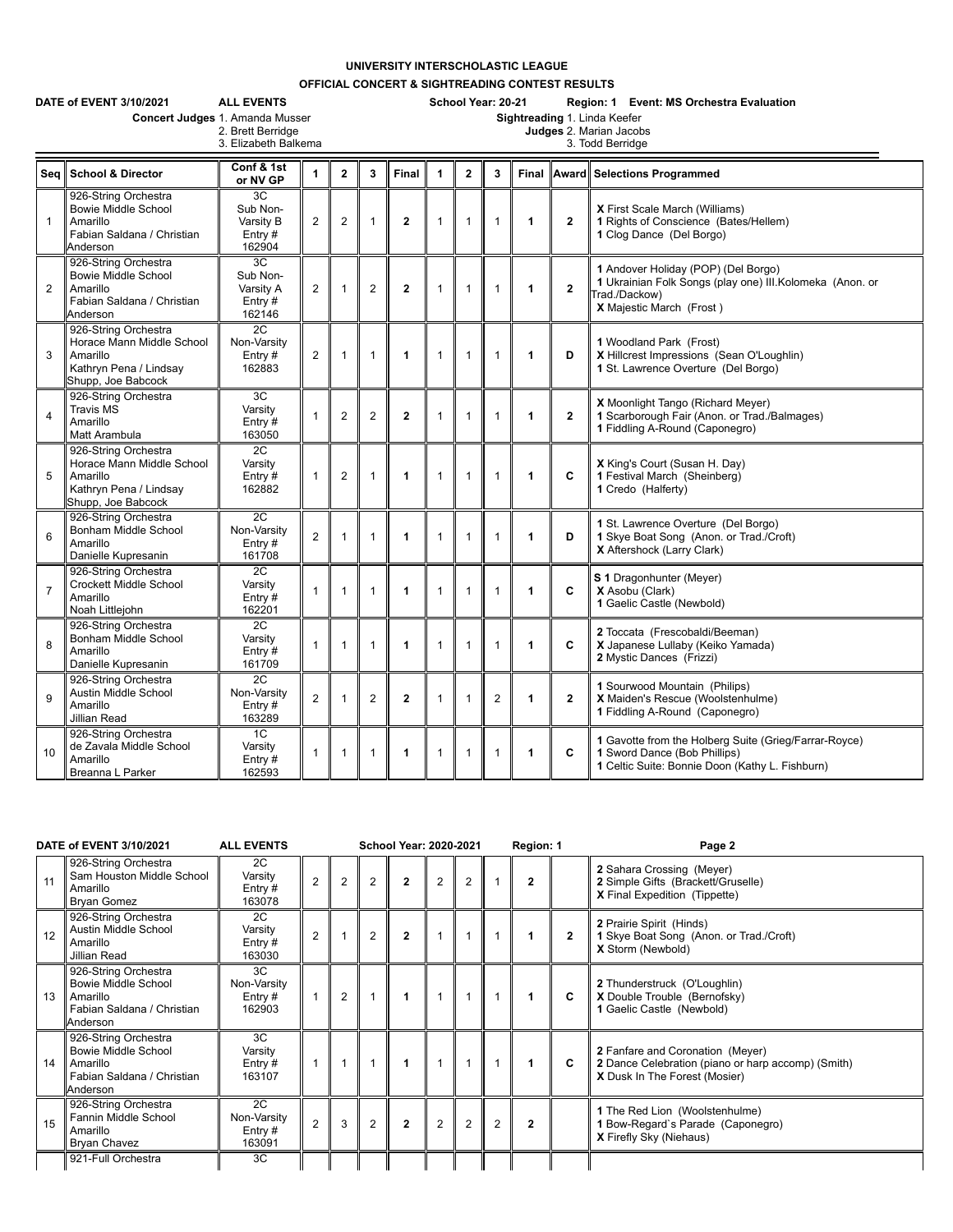# UNIVERSITY INTERSCHOLASTIC LEAGUE

## OFFICIAL CONCERT & SIGHTREADING CONTEST RESULTS

**DATE of EVENT 3/10/2021** **ALL EVENTS** **School Year: 20-21** **Region: 1** **Event: MS Orchestra Evaluation**

**Concert Judges** 1. Amanda Musser 2. Brett Berridge 3. Elizabeth Balkema

**Sightreading Judges** 1. Linda Keefer 2. Marian Jacobs 3. Todd Berridge

| Seq | School & Director | Conf & 1st or NV GP | 1 | 2 | 3 | Final | 1 | 2 | 3 | Final | Award | Selections Programmed |
|---|---|---|---|---|---|---|---|---|---|---|---|---|
| 1 | 926-String Orchestra Bowie Middle School Amarillo Fabian Saldana / Christian Anderson | 3C Sub Non-Varsity B Entry # 162904 | 2 | 2 | 1 | **2** | 1 | 1 | 1 | **1** | **2** | **X** First Scale March (Williams) **1** Rights of Conscience (Bates/Hellem) **1** Clog Dance (Del Borgo) |
| 2 | 926-String Orchestra Bowie Middle School Amarillo Fabian Saldana / Christian Anderson | 3C Sub Non-Varsity A Entry # 162146 | 2 | 1 | 2 | **2** | 1 | 1 | 1 | **1** | **2** | **1** Andover Holiday (POP) (Del Borgo) **1** Ukrainian Folk Songs (play one) III.Kolomeka (Anon. or Trad./Dackow) **X** Majestic March (Frost ) |
| 3 | 926-String Orchestra Horace Mann Middle School Amarillo Kathryn Pena / Lindsay Shupp, Joe Babcock | 2C Non-Varsity Entry # 162883 | 2 | 1 | 1 | **1** | 1 | 1 | 1 | **1** | **D** | **1** Woodland Park (Frost) **X** Hillcrest Impressions (Sean O'Loughlin) **1** St. Lawrence Overture (Del Borgo) |
| 4 | 926-String Orchestra Travis MS Amarillo Matt Arambula | 3C Varsity Entry # 163050 | 1 | 2 | 2 | **2** | 1 | 1 | 1 | **1** | **2** | **X** Moonlight Tango (Richard Meyer) **1** Scarborough Fair (Anon. or Trad./Balmages) **1** Fiddling A-Round (Caponegro) |
| 5 | 926-String Orchestra Horace Mann Middle School Amarillo Kathryn Pena / Lindsay Shupp, Joe Babcock | 2C Varsity Entry # 162882 | 1 | 2 | 1 | **1** | 1 | 1 | 1 | **1** | **C** | **X** King's Court (Susan H. Day) **1** Festival March (Sheinberg) **1** Credo (Halferty) |
| 6 | 926-String Orchestra Bonham Middle School Amarillo Danielle Kupresanin | 2C Non-Varsity Entry # 161708 | 2 | 1 | 1 | **1** | 1 | 1 | 1 | **1** | **D** | **1** St. Lawrence Overture (Del Borgo) **1** Skye Boat Song (Anon. or Trad./Croft) **X** Aftershock (Larry Clark) |
| 7 | 926-String Orchestra Crockett Middle School Amarillo Noah Littlejohn | 2C Varsity Entry # 162201 | 1 | 1 | 1 | **1** | 1 | 1 | 1 | **1** | **C** | **S 1** Dragonhunter (Meyer) **X** Asobu (Clark) **1** Gaelic Castle (Newbold) |
| 8 | 926-String Orchestra Bonham Middle School Amarillo Danielle Kupresanin | 2C Varsity Entry # 161709 | 1 | 1 | 1 | **1** | 1 | 1 | 1 | **1** | **C** | **2** Toccata (Frescobaldi/Beeman) **X** Japanese Lullaby (Keiko Yamada) **2** Mystic Dances (Frizzi) |
| 9 | 926-String Orchestra Austin Middle School Amarillo Jillian Read | 2C Non-Varsity Entry # 163289 | 2 | 1 | 2 | **2** | 1 | 1 | 2 | **1** | **2** | **1** Sourwood Mountain (Philips) **X** Maiden's Rescue (Woolstenhulme) **1** Fiddling A-Round (Caponegro) |
| 10 | 926-String Orchestra de Zavala Middle School Amarillo Breanna L Parker | 1C Varsity Entry # 162593 | 1 | 1 | 1 | **1** | 1 | 1 | 1 | **1** | **C** | **1** Gavotte from the Holberg Suite (Grieg/Farrar-Royce) **1** Sword Dance (Bob Phillips) **1** Celtic Suite: Bonnie Doon (Kathy L. Fishburn) |

**DATE of EVENT 3/10/2021** **ALL EVENTS** **School Year: 2020-2021** **Region: 1** **Page 2**

| Seq | School & Director | Conf & 1st or NV GP | 1 | 2 | 3 | Final | 1 | 2 | 3 | Final | Award | Selections Programmed |
|---|---|---|---|---|---|---|---|---|---|---|---|---|
| 11 | 926-String Orchestra Sam Houston Middle School Amarillo Bryan Gomez | 2C Varsity Entry # 163078 | 2 | 2 | 2 | **2** | 2 | 2 | 1 | **2** | | **2** Sahara Crossing (Meyer) **2** Simple Gifts (Brackett/Gruselle) **X** Final Expedition (Tippette) |
| 12 | 926-String Orchestra Austin Middle School Amarillo Jillian Read | 2C Varsity Entry # 163030 | 2 | 1 | 2 | **2** | 1 | 1 | 1 | **1** | **2** | **2** Prairie Spirit (Hinds) **1** Skye Boat Song (Anon. or Trad./Croft) **X** Storm (Newbold) |
| 13 | 926-String Orchestra Bowie Middle School Amarillo Fabian Saldana / Christian Anderson | 3C Non-Varsity Entry # 162903 | 1 | 2 | 1 | **1** | 1 | 1 | 1 | **1** | **C** | **2** Thunderstruck (O'Loughlin) **X** Double Trouble (Bernofsky) **1** Gaelic Castle (Newbold) |
| 14 | 926-String Orchestra Bowie Middle School Amarillo Fabian Saldana / Christian Anderson | 3C Varsity Entry # 163107 | 1 | 1 | 1 | **1** | 1 | 1 | 1 | **1** | **C** | **2** Fanfare and Coronation (Meyer) **2** Dance Celebration (piano or harp accomp) (Smith) **X** Dusk In The Forest (Mosier) |
| 15 | 926-String Orchestra Fannin Middle School Amarillo Bryan Chavez | 2C Non-Varsity Entry # 163091 | 2 | 3 | 2 | **2** | 2 | 2 | 2 | **2** | | **1** The Red Lion (Woolstenhulme) **1** Bow-Regard`s Parade (Caponegro) **X** Firefly Sky (Niehaus) |
| | 921-Full Orchestra | 3C | | | | | | | | | | |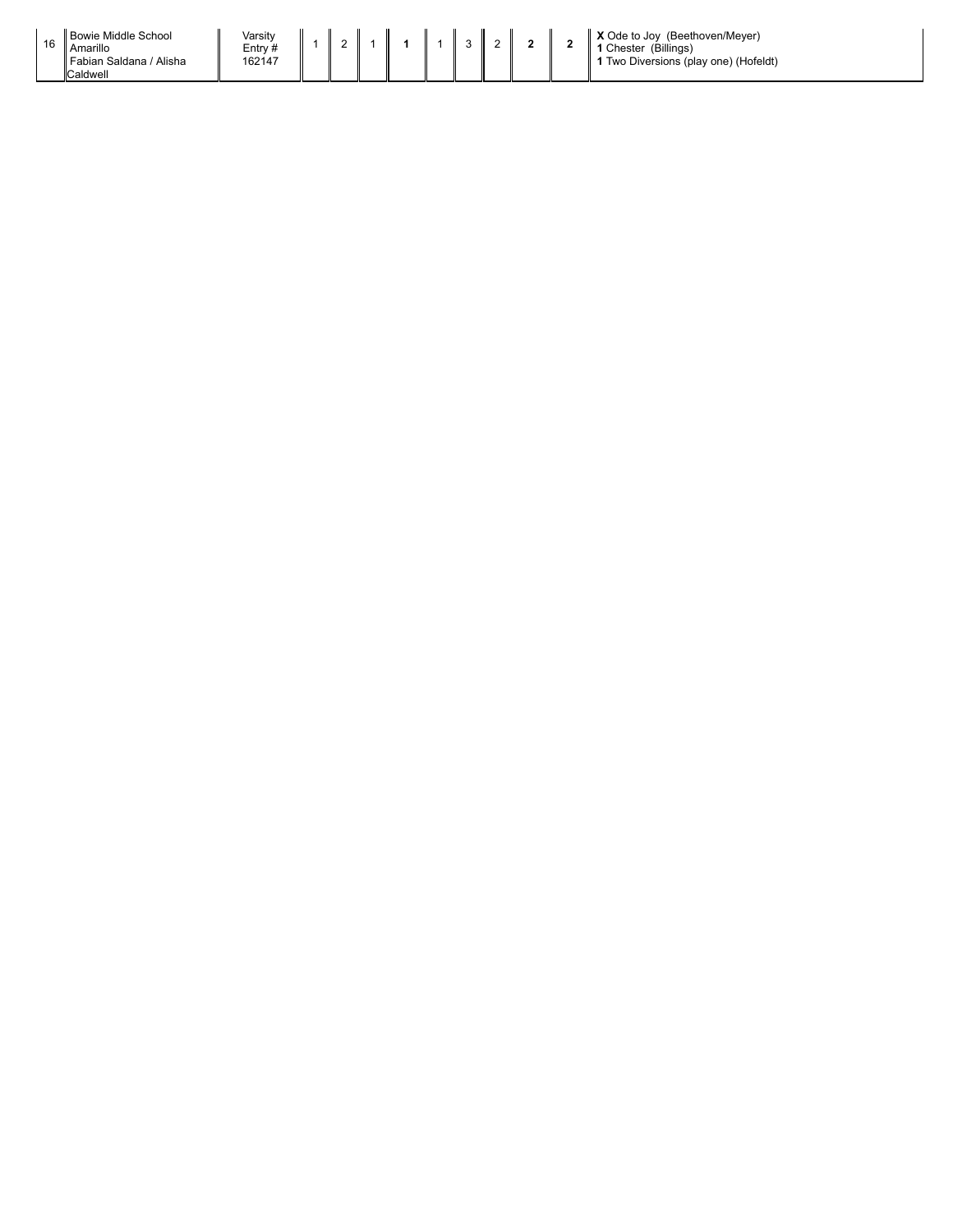| | | | | | | | | | | | | |
|---|---|---|---|---|---|---|---|---|---|---|---|---|
| 16 | Bowie Middle School Amarillo Fabian Saldana / Alisha Caldwell | Varsity Entry # 162147 | 1 | 2 | 1 | **1** | 1 | 3 | 2 | **2** | **2** | **X** Ode to Joy (Beethoven/Meyer) **1** Chester (Billings) **1** Two Diversions (play one) (Hofeldt) |